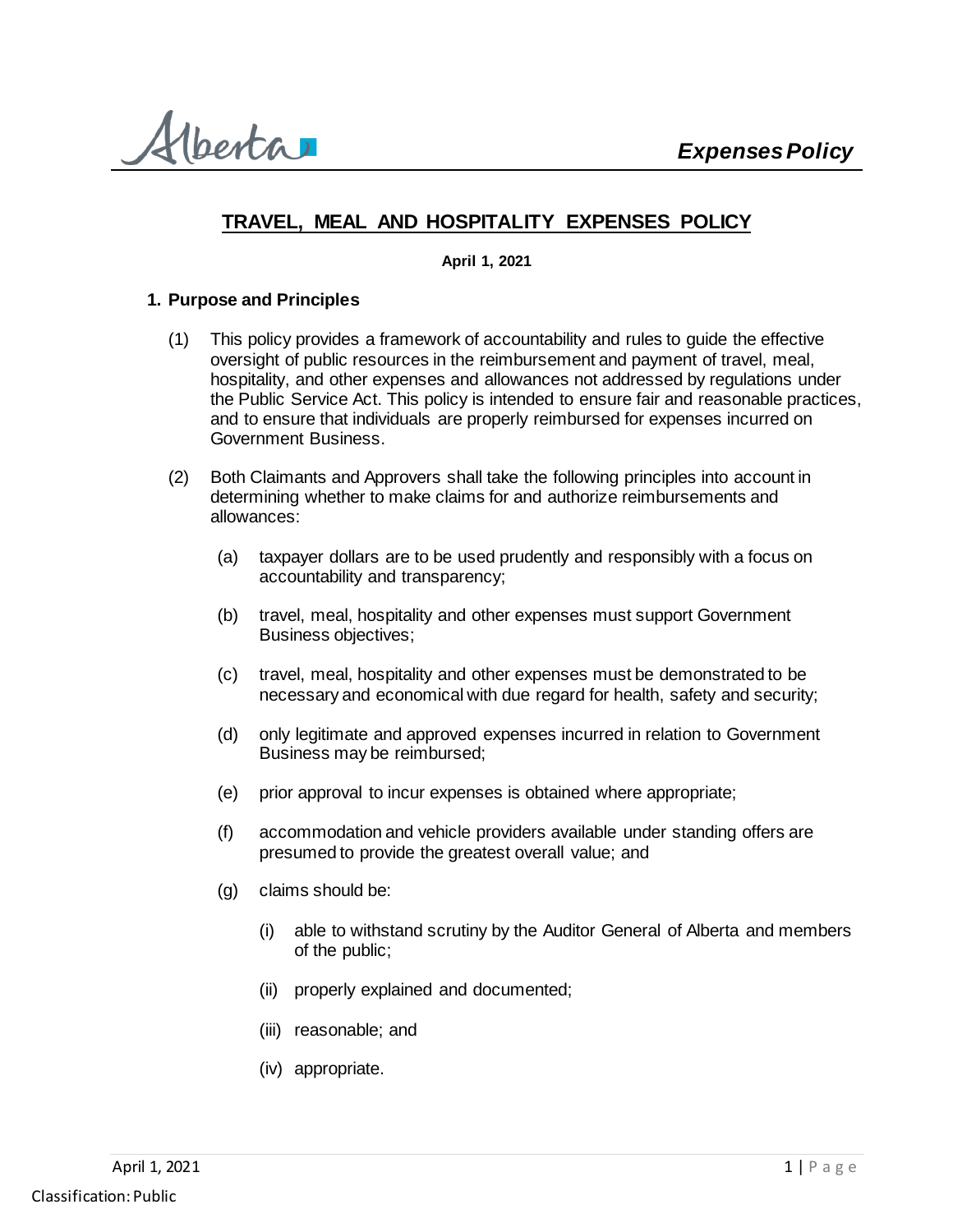# TRAVEL, MEAL AND HOSPITALITY EXPENSES POLICY

**April 1, 2021**

## 1. Purpose and Principles

(1) This policy provides a framework of accountability and rules to guide the effective oversight of public resources in the reimbursement and payment of travel, meal, hospitality, and other expenses and allowances not addressed by regulations under the Public Service Act. This policy is intended to ensure fair and reasonable practices, and to ensure that individuals are properly reimbursed for expenses incurred on Government Business.

(2) Both Claimants and Approvers shall take the following principles into account in determining whether to make claims for and authorize reimbursements and allowances:

- (a) taxpayer dollars are to be used prudently and responsibly with a focus on accountability and transparency;
- (b) travel, meal, hospitality and other expenses must support Government Business objectives;
- (c) travel, meal, hospitality and other expenses must be demonstrated to be necessary and economical with due regard for health, safety and security;
- (d) only legitimate and approved expenses incurred in relation to Government Business may be reimbursed;
- (e) prior approval to incur expenses is obtained where appropriate;
- (f) accommodation and vehicle providers available under standing offers are presumed to provide the greatest overall value; and
- (g) claims should be:
  - (i) able to withstand scrutiny by the Auditor General of Alberta and members of the public;
  - (ii) properly explained and documented;
  - (iii) reasonable; and
  - (iv) appropriate.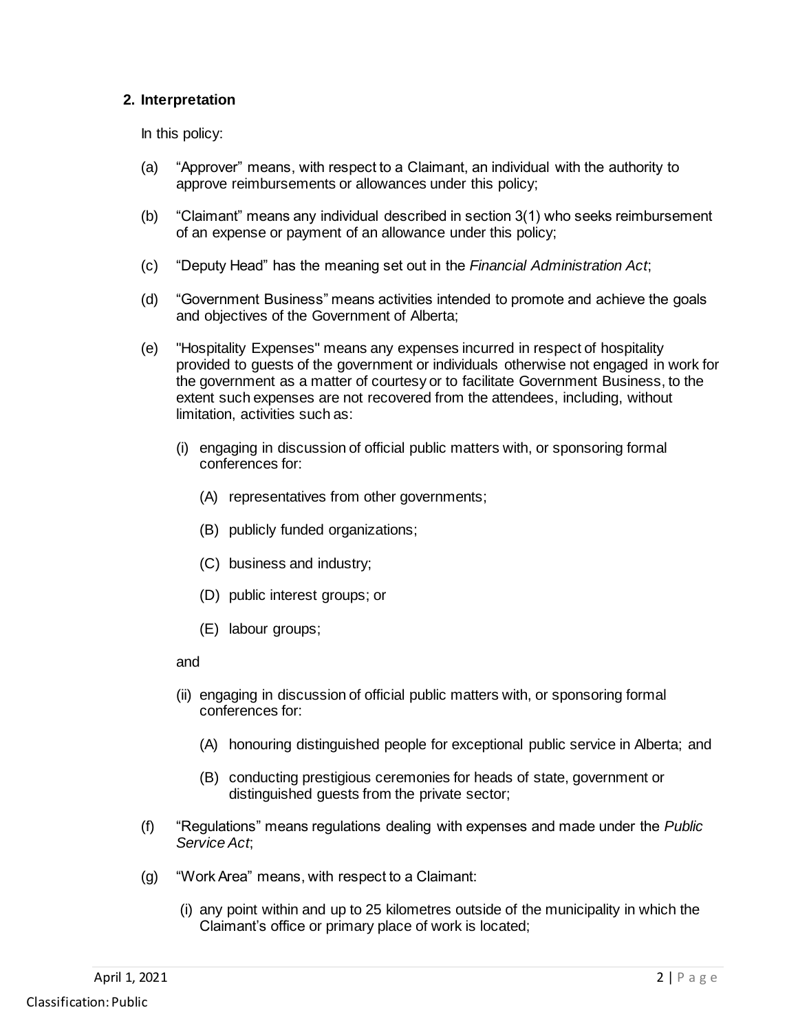## 2. Interpretation

In this policy:

(a) "Approver" means, with respect to a Claimant, an individual with the authority to approve reimbursements or allowances under this policy;

(b) "Claimant" means any individual described in section 3(1) who seeks reimbursement of an expense or payment of an allowance under this policy;

(c) "Deputy Head" has the meaning set out in the *Financial Administration Act*;

(d) "Government Business" means activities intended to promote and achieve the goals and objectives of the Government of Alberta;

(e) "Hospitality Expenses" means any expenses incurred in respect of hospitality provided to guests of the government or individuals otherwise not engaged in work for the government as a matter of courtesy or to facilitate Government Business, to the extent such expenses are not recovered from the attendees, including, without limitation, activities such as:

  (i) engaging in discussion of official public matters with, or sponsoring formal conferences for:

    (A) representatives from other governments;

    (B) publicly funded organizations;

    (C) business and industry;

    (D) public interest groups; or

    (E) labour groups;

  and

  (ii) engaging in discussion of official public matters with, or sponsoring formal conferences for:

    (A) honouring distinguished people for exceptional public service in Alberta; and

    (B) conducting prestigious ceremonies for heads of state, government or distinguished guests from the private sector;

(f) "Regulations" means regulations dealing with expenses and made under the *Public Service Act*;

(g) "Work Area" means, with respect to a Claimant:

  (i) any point within and up to 25 kilometres outside of the municipality in which the Claimant's office or primary place of work is located;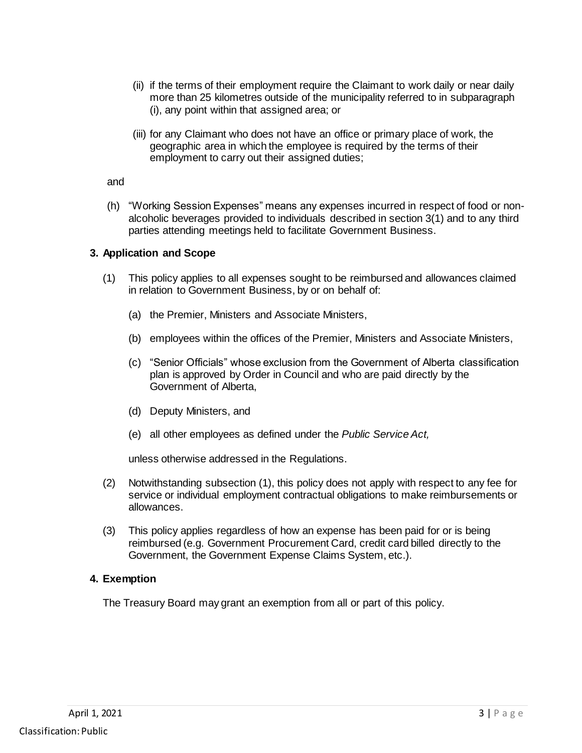(ii) if the terms of their employment require the Claimant to work daily or near daily more than 25 kilometres outside of the municipality referred to in subparagraph (i), any point within that assigned area; or

(iii) for any Claimant who does not have an office or primary place of work, the geographic area in which the employee is required by the terms of their employment to carry out their assigned duties;

and

(h) "Working Session Expenses" means any expenses incurred in respect of food or non-alcoholic beverages provided to individuals described in section 3(1) and to any third parties attending meetings held to facilitate Government Business.

### 3. Application and Scope

(1) This policy applies to all expenses sought to be reimbursed and allowances claimed in relation to Government Business, by or on behalf of:

(a) the Premier, Ministers and Associate Ministers,

(b) employees within the offices of the Premier, Ministers and Associate Ministers,

(c) "Senior Officials" whose exclusion from the Government of Alberta classification plan is approved by Order in Council and who are paid directly by the Government of Alberta,

(d) Deputy Ministers, and

(e) all other employees as defined under the *Public Service Act,*

unless otherwise addressed in the Regulations.

(2) Notwithstanding subsection (1), this policy does not apply with respect to any fee for service or individual employment contractual obligations to make reimbursements or allowances.

(3) This policy applies regardless of how an expense has been paid for or is being reimbursed (e.g. Government Procurement Card, credit card billed directly to the Government, the Government Expense Claims System, etc.).

### 4. Exemption

The Treasury Board may grant an exemption from all or part of this policy.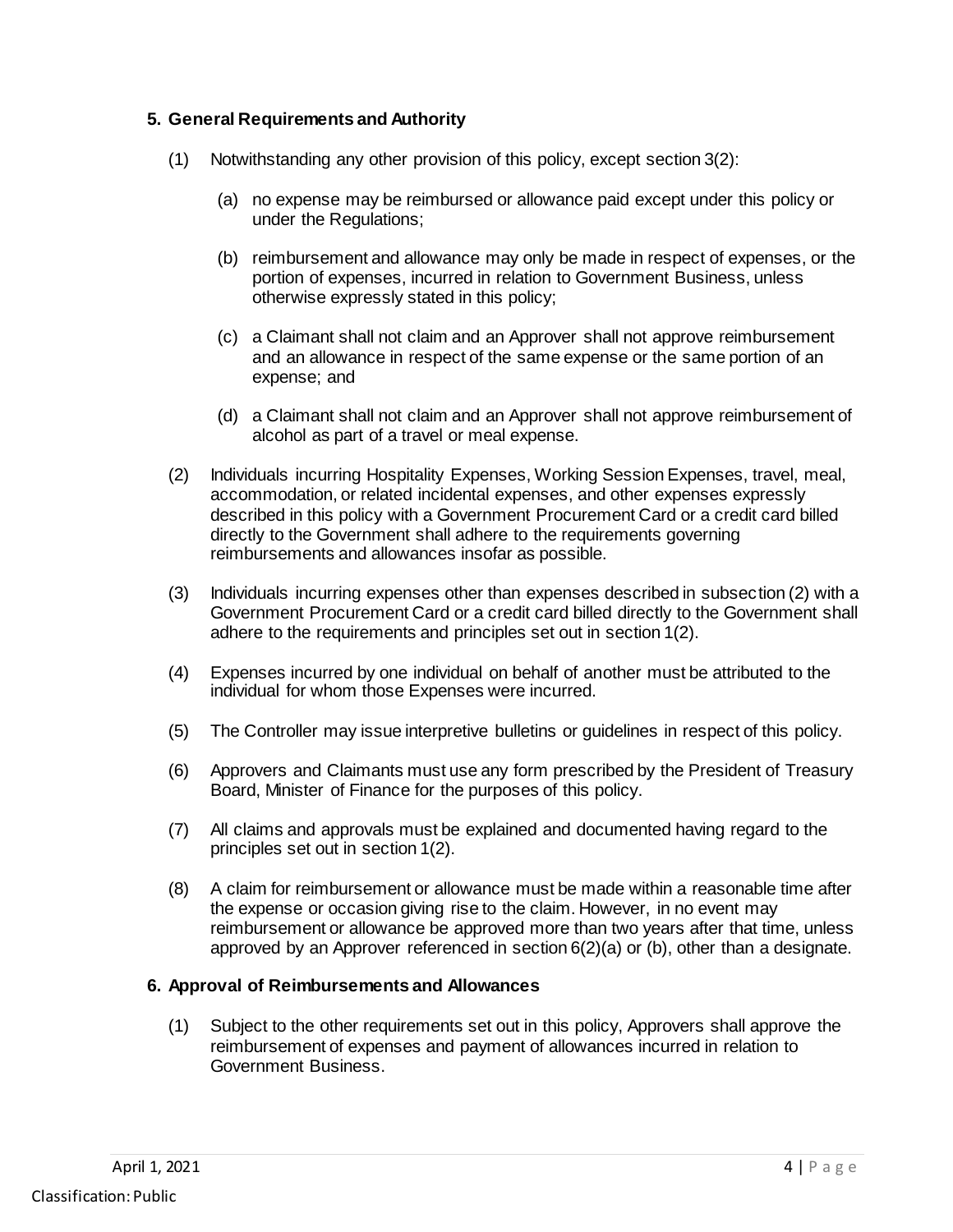## 5. General Requirements and Authority

(1) Notwithstanding any other provision of this policy, except section 3(2):

(a) no expense may be reimbursed or allowance paid except under this policy or under the Regulations;

(b) reimbursement and allowance may only be made in respect of expenses, or the portion of expenses, incurred in relation to Government Business, unless otherwise expressly stated in this policy;

(c) a Claimant shall not claim and an Approver shall not approve reimbursement and an allowance in respect of the same expense or the same portion of an expense; and

(d) a Claimant shall not claim and an Approver shall not approve reimbursement of alcohol as part of a travel or meal expense.

(2) Individuals incurring Hospitality Expenses, Working Session Expenses, travel, meal, accommodation, or related incidental expenses, and other expenses expressly described in this policy with a Government Procurement Card or a credit card billed directly to the Government shall adhere to the requirements governing reimbursements and allowances insofar as possible.

(3) Individuals incurring expenses other than expenses described in subsection (2) with a Government Procurement Card or a credit card billed directly to the Government shall adhere to the requirements and principles set out in section 1(2).

(4) Expenses incurred by one individual on behalf of another must be attributed to the individual for whom those Expenses were incurred.

(5) The Controller may issue interpretive bulletins or guidelines in respect of this policy.

(6) Approvers and Claimants must use any form prescribed by the President of Treasury Board, Minister of Finance for the purposes of this policy.

(7) All claims and approvals must be explained and documented having regard to the principles set out in section 1(2).

(8) A claim for reimbursement or allowance must be made within a reasonable time after the expense or occasion giving rise to the claim. However, in no event may reimbursement or allowance be approved more than two years after that time, unless approved by an Approver referenced in section 6(2)(a) or (b), other than a designate.

## 6. Approval of Reimbursements and Allowances

(1) Subject to the other requirements set out in this policy, Approvers shall approve the reimbursement of expenses and payment of allowances incurred in relation to Government Business.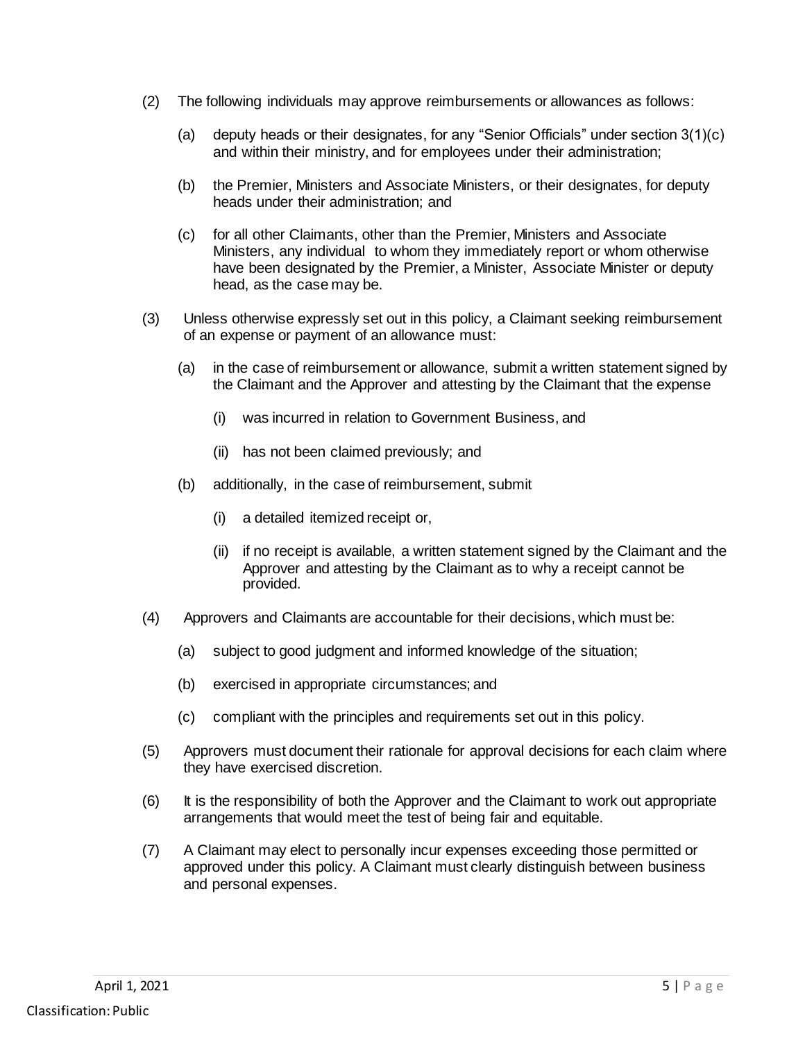(2) The following individuals may approve reimbursements or allowances as follows:

(a) deputy heads or their designates, for any "Senior Officials" under section 3(1)(c) and within their ministry, and for employees under their administration;

(b) the Premier, Ministers and Associate Ministers, or their designates, for deputy heads under their administration; and

(c) for all other Claimants, other than the Premier, Ministers and Associate Ministers, any individual to whom they immediately report or whom otherwise have been designated by the Premier, a Minister, Associate Minister or deputy head, as the case may be.

(3) Unless otherwise expressly set out in this policy, a Claimant seeking reimbursement of an expense or payment of an allowance must:

(a) in the case of reimbursement or allowance, submit a written statement signed by the Claimant and the Approver and attesting by the Claimant that the expense

(i) was incurred in relation to Government Business, and

(ii) has not been claimed previously; and

(b) additionally, in the case of reimbursement, submit

(i) a detailed itemized receipt or,

(ii) if no receipt is available, a written statement signed by the Claimant and the Approver and attesting by the Claimant as to why a receipt cannot be provided.

(4) Approvers and Claimants are accountable for their decisions, which must be:

(a) subject to good judgment and informed knowledge of the situation;

(b) exercised in appropriate circumstances; and

(c) compliant with the principles and requirements set out in this policy.

(5) Approvers must document their rationale for approval decisions for each claim where they have exercised discretion.

(6) It is the responsibility of both the Approver and the Claimant to work out appropriate arrangements that would meet the test of being fair and equitable.

(7) A Claimant may elect to personally incur expenses exceeding those permitted or approved under this policy. A Claimant must clearly distinguish between business and personal expenses.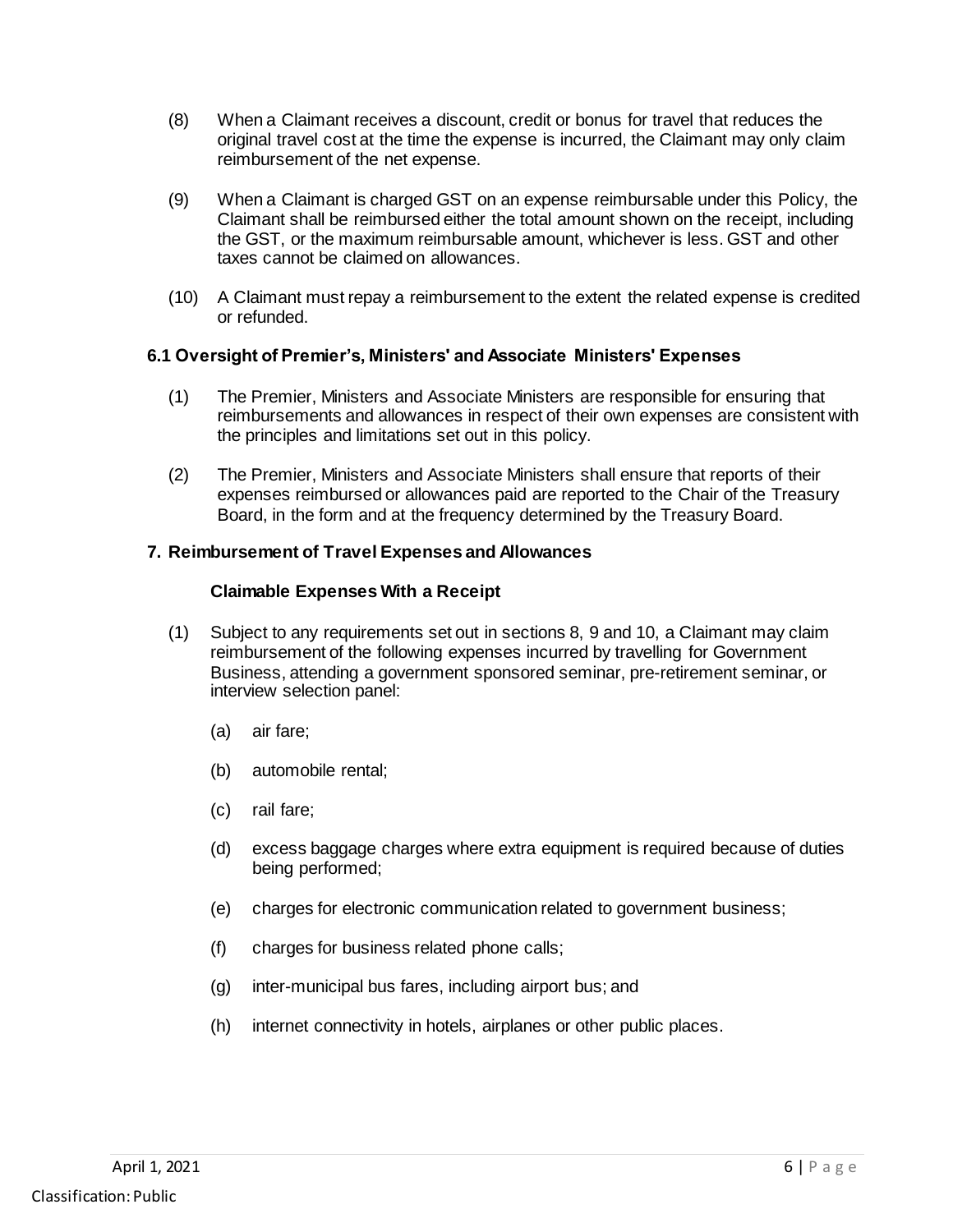(8) When a Claimant receives a discount, credit or bonus for travel that reduces the original travel cost at the time the expense is incurred, the Claimant may only claim reimbursement of the net expense.

(9) When a Claimant is charged GST on an expense reimbursable under this Policy, the Claimant shall be reimbursed either the total amount shown on the receipt, including the GST, or the maximum reimbursable amount, whichever is less. GST and other taxes cannot be claimed on allowances.

(10) A Claimant must repay a reimbursement to the extent the related expense is credited or refunded.

### 6.1 Oversight of Premier's, Ministers' and Associate Ministers' Expenses

(1) The Premier, Ministers and Associate Ministers are responsible for ensuring that reimbursements and allowances in respect of their own expenses are consistent with the principles and limitations set out in this policy.

(2) The Premier, Ministers and Associate Ministers shall ensure that reports of their expenses reimbursed or allowances paid are reported to the Chair of the Treasury Board, in the form and at the frequency determined by the Treasury Board.

### 7. Reimbursement of Travel Expenses and Allowances

**Claimable Expenses With a Receipt**

(1) Subject to any requirements set out in sections 8, 9 and 10, a Claimant may claim reimbursement of the following expenses incurred by travelling for Government Business, attending a government sponsored seminar, pre-retirement seminar, or interview selection panel:

- (a) air fare;
- (b) automobile rental;
- (c) rail fare;
- (d) excess baggage charges where extra equipment is required because of duties being performed;
- (e) charges for electronic communication related to government business;
- (f) charges for business related phone calls;
- (g) inter-municipal bus fares, including airport bus; and
- (h) internet connectivity in hotels, airplanes or other public places.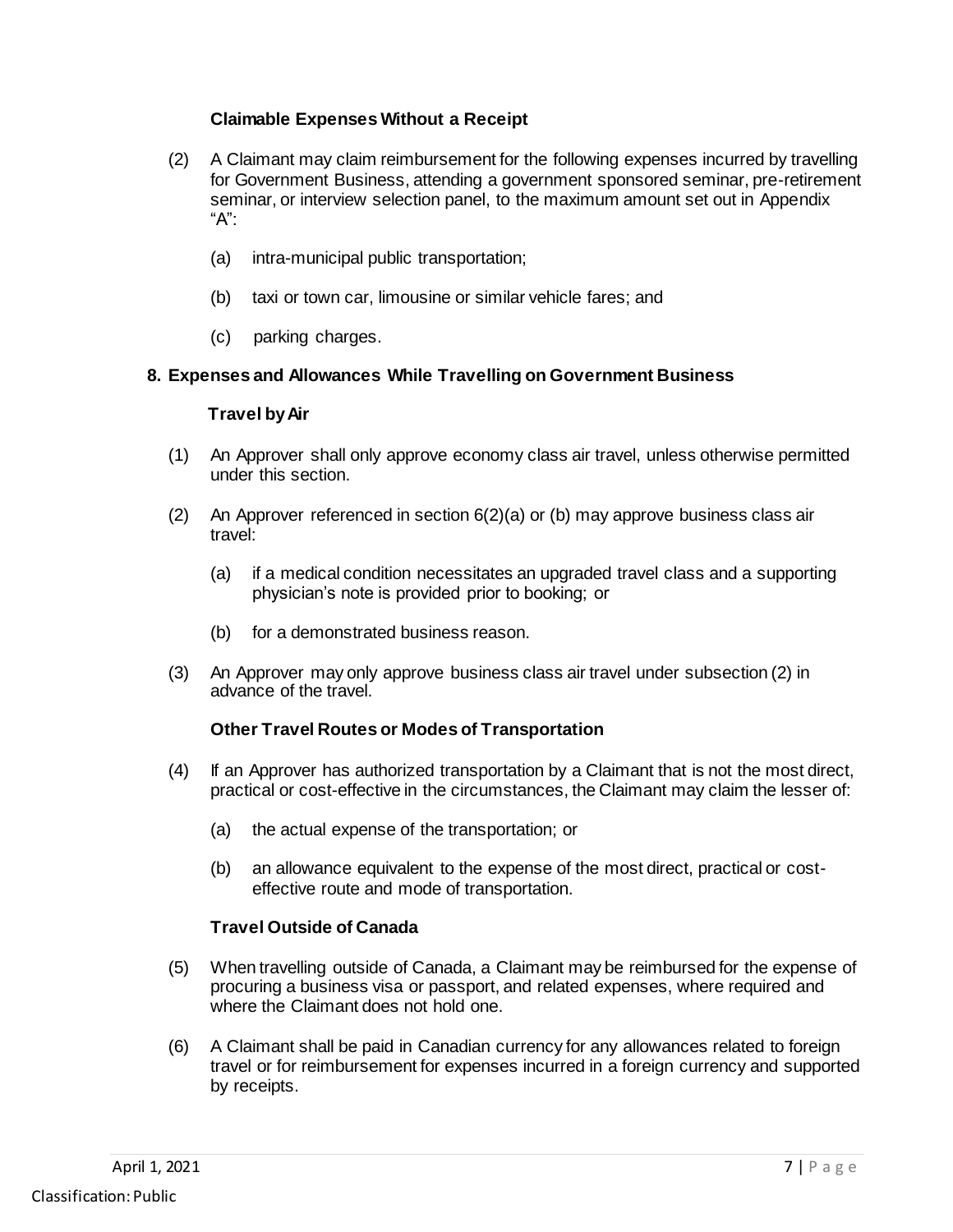### Claimable Expenses Without a Receipt

(2) A Claimant may claim reimbursement for the following expenses incurred by travelling for Government Business, attending a government sponsored seminar, pre-retirement seminar, or interview selection panel, to the maximum amount set out in Appendix "A":

- (a) intra-municipal public transportation;
- (b) taxi or town car, limousine or similar vehicle fares; and
- (c) parking charges.

## 8. Expenses and Allowances While Travelling on Government Business

### Travel by Air

(1) An Approver shall only approve economy class air travel, unless otherwise permitted under this section.

(2) An Approver referenced in section 6(2)(a) or (b) may approve business class air travel:

- (a) if a medical condition necessitates an upgraded travel class and a supporting physician's note is provided prior to booking; or
- (b) for a demonstrated business reason.

(3) An Approver may only approve business class air travel under subsection (2) in advance of the travel.

### Other Travel Routes or Modes of Transportation

(4) If an Approver has authorized transportation by a Claimant that is not the most direct, practical or cost-effective in the circumstances, the Claimant may claim the lesser of:

- (a) the actual expense of the transportation; or
- (b) an allowance equivalent to the expense of the most direct, practical or cost-effective route and mode of transportation.

### Travel Outside of Canada

(5) When travelling outside of Canada, a Claimant may be reimbursed for the expense of procuring a business visa or passport, and related expenses, where required and where the Claimant does not hold one.

(6) A Claimant shall be paid in Canadian currency for any allowances related to foreign travel or for reimbursement for expenses incurred in a foreign currency and supported by receipts.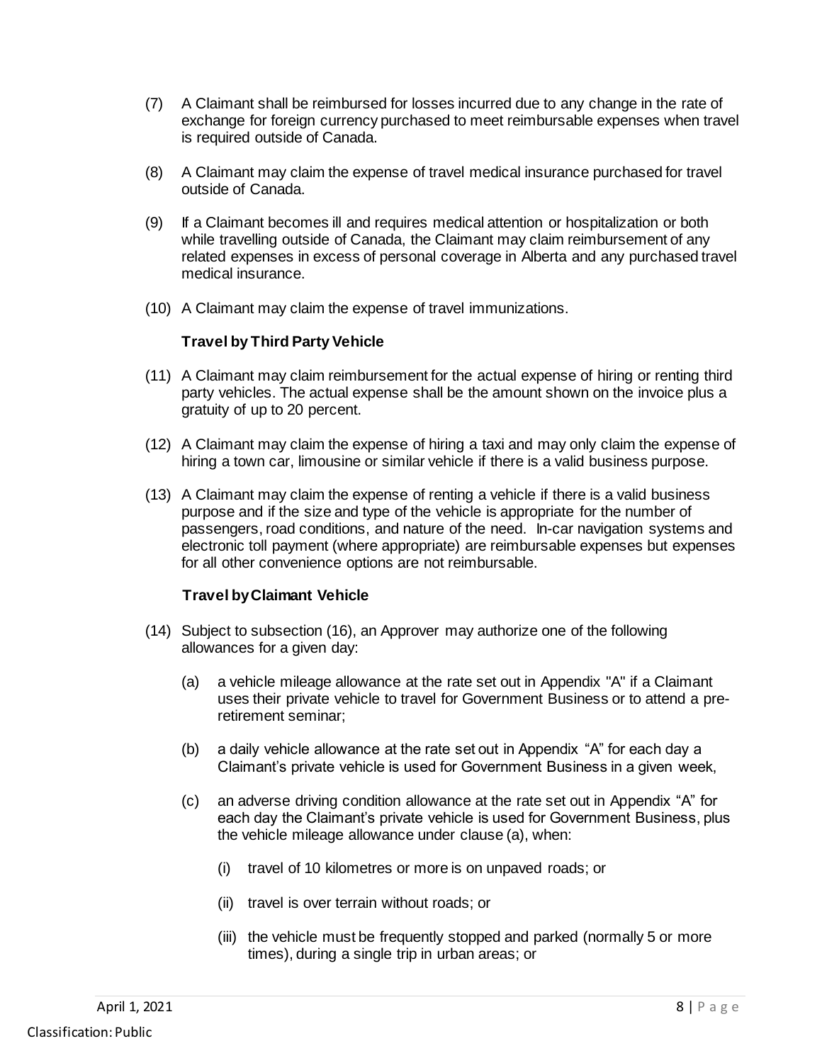(7) A Claimant shall be reimbursed for losses incurred due to any change in the rate of exchange for foreign currency purchased to meet reimbursable expenses when travel is required outside of Canada.

(8) A Claimant may claim the expense of travel medical insurance purchased for travel outside of Canada.

(9) If a Claimant becomes ill and requires medical attention or hospitalization or both while travelling outside of Canada, the Claimant may claim reimbursement of any related expenses in excess of personal coverage in Alberta and any purchased travel medical insurance.

(10) A Claimant may claim the expense of travel immunizations.

**Travel by Third Party Vehicle**

(11) A Claimant may claim reimbursement for the actual expense of hiring or renting third party vehicles. The actual expense shall be the amount shown on the invoice plus a gratuity of up to 20 percent.

(12) A Claimant may claim the expense of hiring a taxi and may only claim the expense of hiring a town car, limousine or similar vehicle if there is a valid business purpose.

(13) A Claimant may claim the expense of renting a vehicle if there is a valid business purpose and if the size and type of the vehicle is appropriate for the number of passengers, road conditions, and nature of the need. In-car navigation systems and electronic toll payment (where appropriate) are reimbursable expenses but expenses for all other convenience options are not reimbursable.

**Travel by Claimant Vehicle**

(14) Subject to subsection (16), an Approver may authorize one of the following allowances for a given day:

- (a) a vehicle mileage allowance at the rate set out in Appendix "A" if a Claimant uses their private vehicle to travel for Government Business or to attend a pre-retirement seminar;
- (b) a daily vehicle allowance at the rate set out in Appendix "A" for each day a Claimant's private vehicle is used for Government Business in a given week,
- (c) an adverse driving condition allowance at the rate set out in Appendix "A" for each day the Claimant's private vehicle is used for Government Business, plus the vehicle mileage allowance under clause (a), when:
  - (i) travel of 10 kilometres or more is on unpaved roads; or
  - (ii) travel is over terrain without roads; or
  - (iii) the vehicle must be frequently stopped and parked (normally 5 or more times), during a single trip in urban areas; or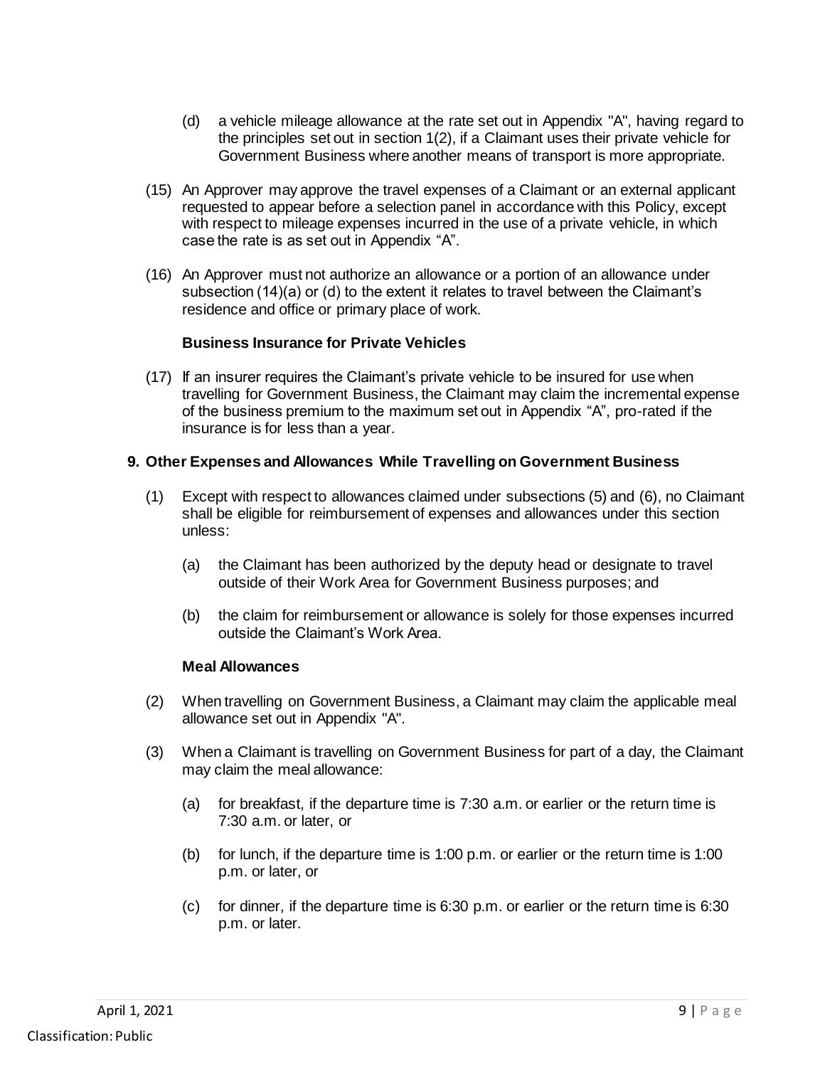(d) a vehicle mileage allowance at the rate set out in Appendix "A", having regard to the principles set out in section 1(2), if a Claimant uses their private vehicle for Government Business where another means of transport is more appropriate.

(15) An Approver may approve the travel expenses of a Claimant or an external applicant requested to appear before a selection panel in accordance with this Policy, except with respect to mileage expenses incurred in the use of a private vehicle, in which case the rate is as set out in Appendix "A".

(16) An Approver must not authorize an allowance or a portion of an allowance under subsection (14)(a) or (d) to the extent it relates to travel between the Claimant's residence and office or primary place of work.

**Business Insurance for Private Vehicles**

(17) If an insurer requires the Claimant's private vehicle to be insured for use when travelling for Government Business, the Claimant may claim the incremental expense of the business premium to the maximum set out in Appendix "A", pro-rated if the insurance is for less than a year.

## 9. Other Expenses and Allowances While Travelling on Government Business

(1) Except with respect to allowances claimed under subsections (5) and (6), no Claimant shall be eligible for reimbursement of expenses and allowances under this section unless:

(a) the Claimant has been authorized by the deputy head or designate to travel outside of their Work Area for Government Business purposes; and

(b) the claim for reimbursement or allowance is solely for those expenses incurred outside the Claimant's Work Area.

**Meal Allowances**

(2) When travelling on Government Business, a Claimant may claim the applicable meal allowance set out in Appendix "A".

(3) When a Claimant is travelling on Government Business for part of a day, the Claimant may claim the meal allowance:

(a) for breakfast, if the departure time is 7:30 a.m. or earlier or the return time is 7:30 a.m. or later, or

(b) for lunch, if the departure time is 1:00 p.m. or earlier or the return time is 1:00 p.m. or later, or

(c) for dinner, if the departure time is 6:30 p.m. or earlier or the return time is 6:30 p.m. or later.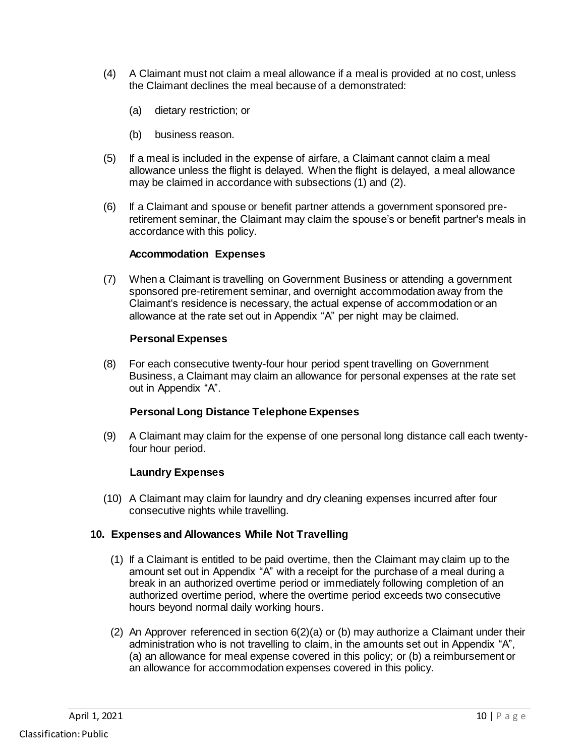(4) A Claimant must not claim a meal allowance if a meal is provided at no cost, unless the Claimant declines the meal because of a demonstrated:

(a) dietary restriction; or

(b) business reason.

(5) If a meal is included in the expense of airfare, a Claimant cannot claim a meal allowance unless the flight is delayed. When the flight is delayed, a meal allowance may be claimed in accordance with subsections (1) and (2).

(6) If a Claimant and spouse or benefit partner attends a government sponsored pre-retirement seminar, the Claimant may claim the spouse's or benefit partner's meals in accordance with this policy.

**Accommodation Expenses**

(7) When a Claimant is travelling on Government Business or attending a government sponsored pre-retirement seminar, and overnight accommodation away from the Claimant's residence is necessary, the actual expense of accommodation or an allowance at the rate set out in Appendix "A" per night may be claimed.

**Personal Expenses**

(8) For each consecutive twenty-four hour period spent travelling on Government Business, a Claimant may claim an allowance for personal expenses at the rate set out in Appendix "A".

**Personal Long Distance Telephone Expenses**

(9) A Claimant may claim for the expense of one personal long distance call each twenty-four hour period.

**Laundry Expenses**

(10) A Claimant may claim for laundry and dry cleaning expenses incurred after four consecutive nights while travelling.

## 10. Expenses and Allowances While Not Travelling

(1) If a Claimant is entitled to be paid overtime, then the Claimant may claim up to the amount set out in Appendix "A" with a receipt for the purchase of a meal during a break in an authorized overtime period or immediately following completion of an authorized overtime period, where the overtime period exceeds two consecutive hours beyond normal daily working hours.

(2) An Approver referenced in section 6(2)(a) or (b) may authorize a Claimant under their administration who is not travelling to claim, in the amounts set out in Appendix "A", (a) an allowance for meal expense covered in this policy; or (b) a reimbursement or an allowance for accommodation expenses covered in this policy.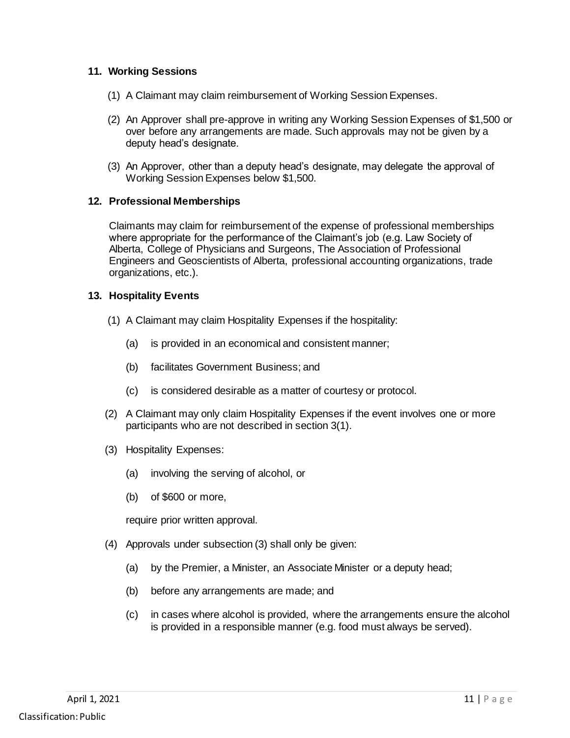## 11. Working Sessions

(1) A Claimant may claim reimbursement of Working Session Expenses.

(2) An Approver shall pre-approve in writing any Working Session Expenses of $1,500 or over before any arrangements are made. Such approvals may not be given by a deputy head's designate.

(3) An Approver, other than a deputy head's designate, may delegate the approval of Working Session Expenses below $1,500.

## 12. Professional Memberships

Claimants may claim for reimbursement of the expense of professional memberships where appropriate for the performance of the Claimant's job (e.g. Law Society of Alberta, College of Physicians and Surgeons, The Association of Professional Engineers and Geoscientists of Alberta, professional accounting organizations, trade organizations, etc.).

## 13. Hospitality Events

(1) A Claimant may claim Hospitality Expenses if the hospitality:

- (a) is provided in an economical and consistent manner;
- (b) facilitates Government Business; and
- (c) is considered desirable as a matter of courtesy or protocol.

(2) A Claimant may only claim Hospitality Expenses if the event involves one or more participants who are not described in section 3(1).

(3) Hospitality Expenses:

- (a) involving the serving of alcohol, or
- (b) of $600 or more,

require prior written approval.

(4) Approvals under subsection (3) shall only be given:

- (a) by the Premier, a Minister, an Associate Minister or a deputy head;
- (b) before any arrangements are made; and
- (c) in cases where alcohol is provided, where the arrangements ensure the alcohol is provided in a responsible manner (e.g. food must always be served).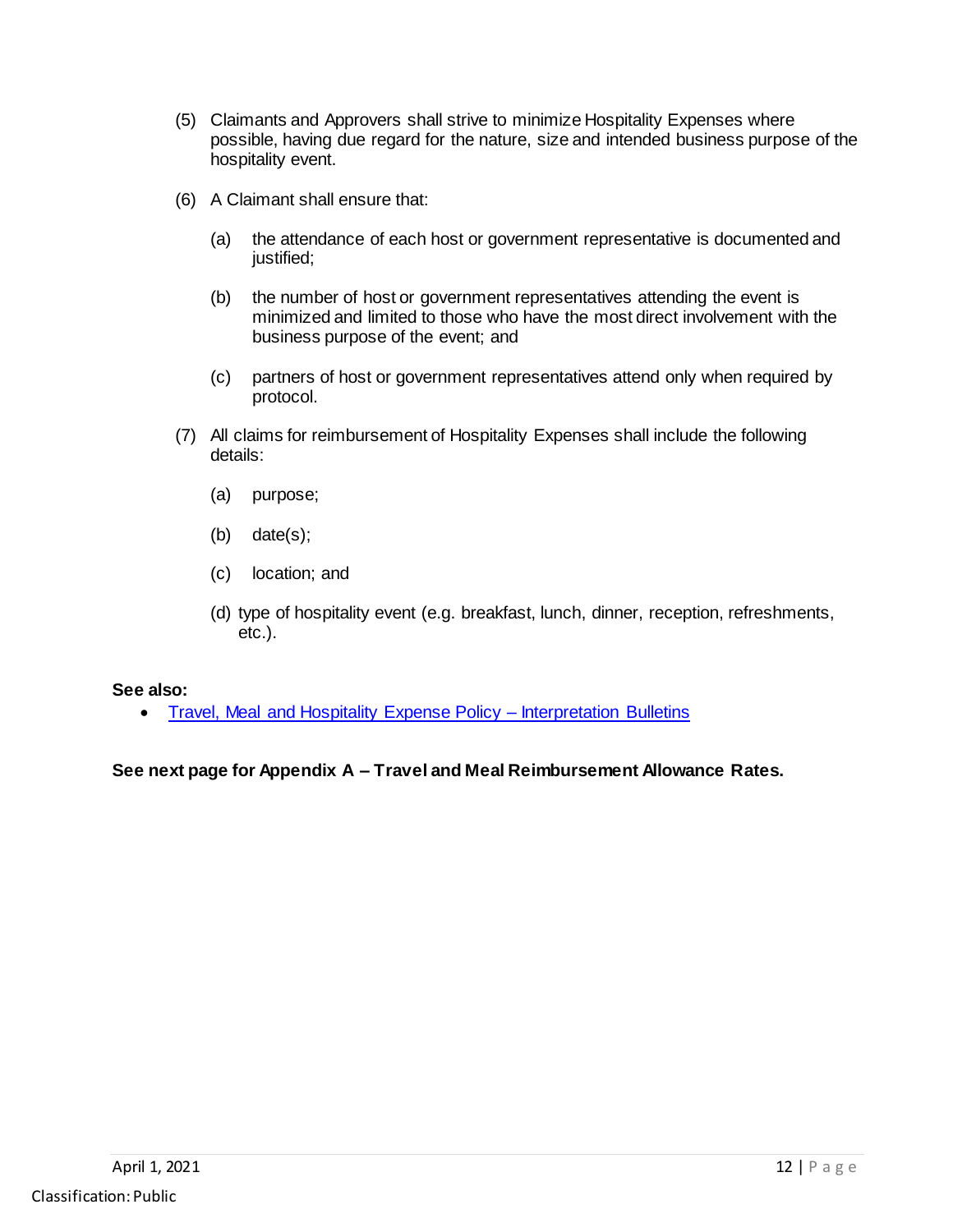(5) Claimants and Approvers shall strive to minimize Hospitality Expenses where possible, having due regard for the nature, size and intended business purpose of the hospitality event.

(6) A Claimant shall ensure that:

  (a) the attendance of each host or government representative is documented and justified;

  (b) the number of host or government representatives attending the event is minimized and limited to those who have the most direct involvement with the business purpose of the event; and

  (c) partners of host or government representatives attend only when required by protocol.

(7) All claims for reimbursement of Hospitality Expenses shall include the following details:

  (a) purpose;

  (b) date(s);

  (c) location; and

  (d) type of hospitality event (e.g. breakfast, lunch, dinner, reception, refreshments, etc.).

**See also:**

- [Travel, Meal and Hospitality Expense Policy – Interpretation Bulletins]()

**See next page for Appendix A – Travel and Meal Reimbursement Allowance Rates.**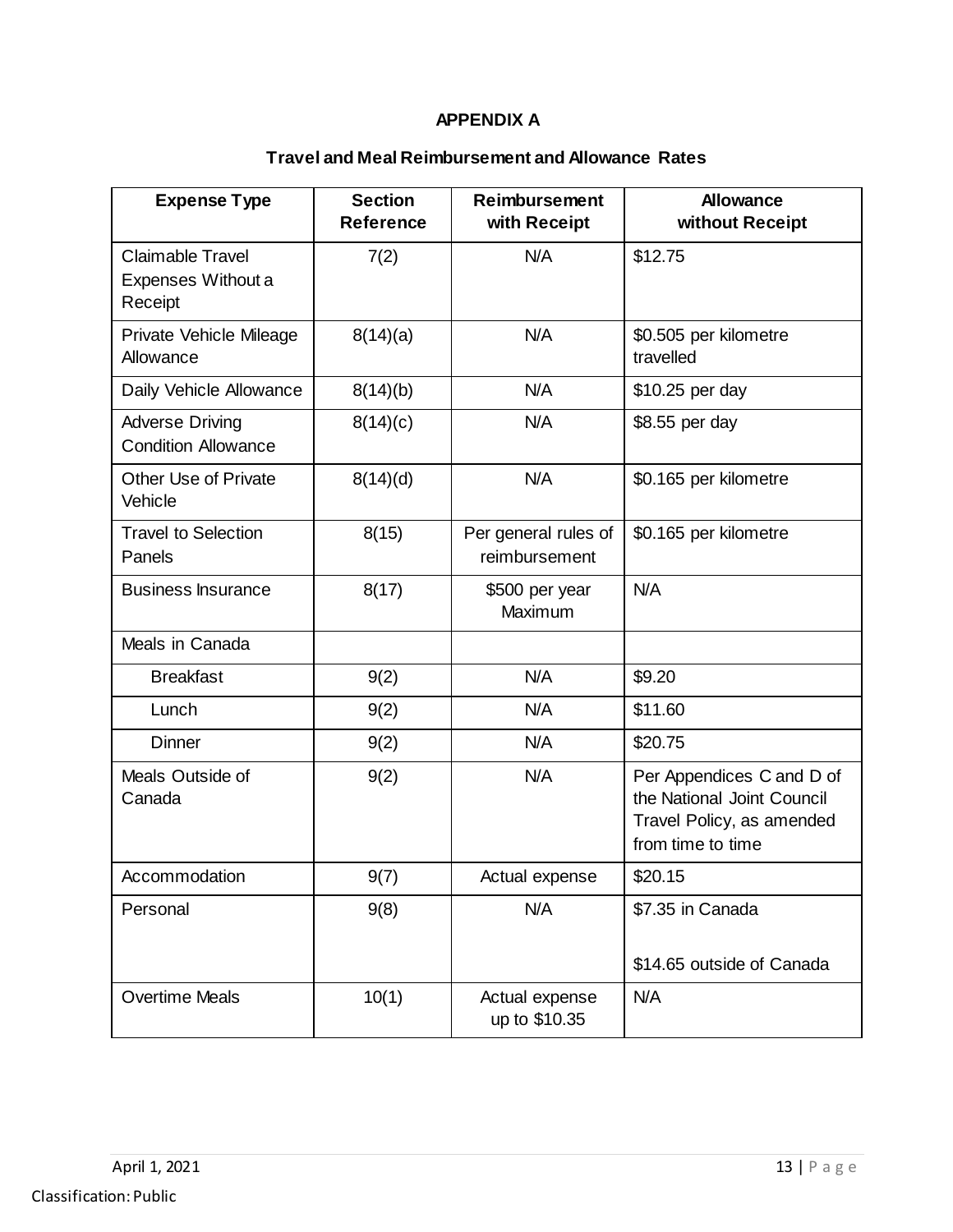## APPENDIX A

### Travel and Meal Reimbursement and Allowance Rates

| Expense Type | Section Reference | Reimbursement with Receipt | Allowance without Receipt |
|---|---|---|---|
| Claimable Travel Expenses Without a Receipt | 7(2) | N/A | $12.75 |
| Private Vehicle Mileage Allowance | 8(14)(a) | N/A | $0.505 per kilometre travelled |
| Daily Vehicle Allowance | 8(14)(b) | N/A | $10.25 per day |
| Adverse Driving Condition Allowance | 8(14)(c) | N/A | $8.55 per day |
| Other Use of Private Vehicle | 8(14)(d) | N/A | $0.165 per kilometre |
| Travel to Selection Panels | 8(15) | Per general rules of reimbursement | $0.165 per kilometre |
| Business Insurance | 8(17) | $500 per year Maximum | N/A |
| Meals in Canada | | | |
| Breakfast | 9(2) | N/A | $9.20 |
| Lunch | 9(2) | N/A | $11.60 |
| Dinner | 9(2) | N/A | $20.75 |
| Meals Outside of Canada | 9(2) | N/A | Per Appendices C and D of the National Joint Council Travel Policy, as amended from time to time |
| Accommodation | 9(7) | Actual expense | $20.15 |
| Personal | 9(8) | N/A | $7.35 in Canada<br><br>$14.65 outside of Canada |
| Overtime Meals | 10(1) | Actual expense up to $10.35 | N/A |

April 1, 2021

Classification: Public